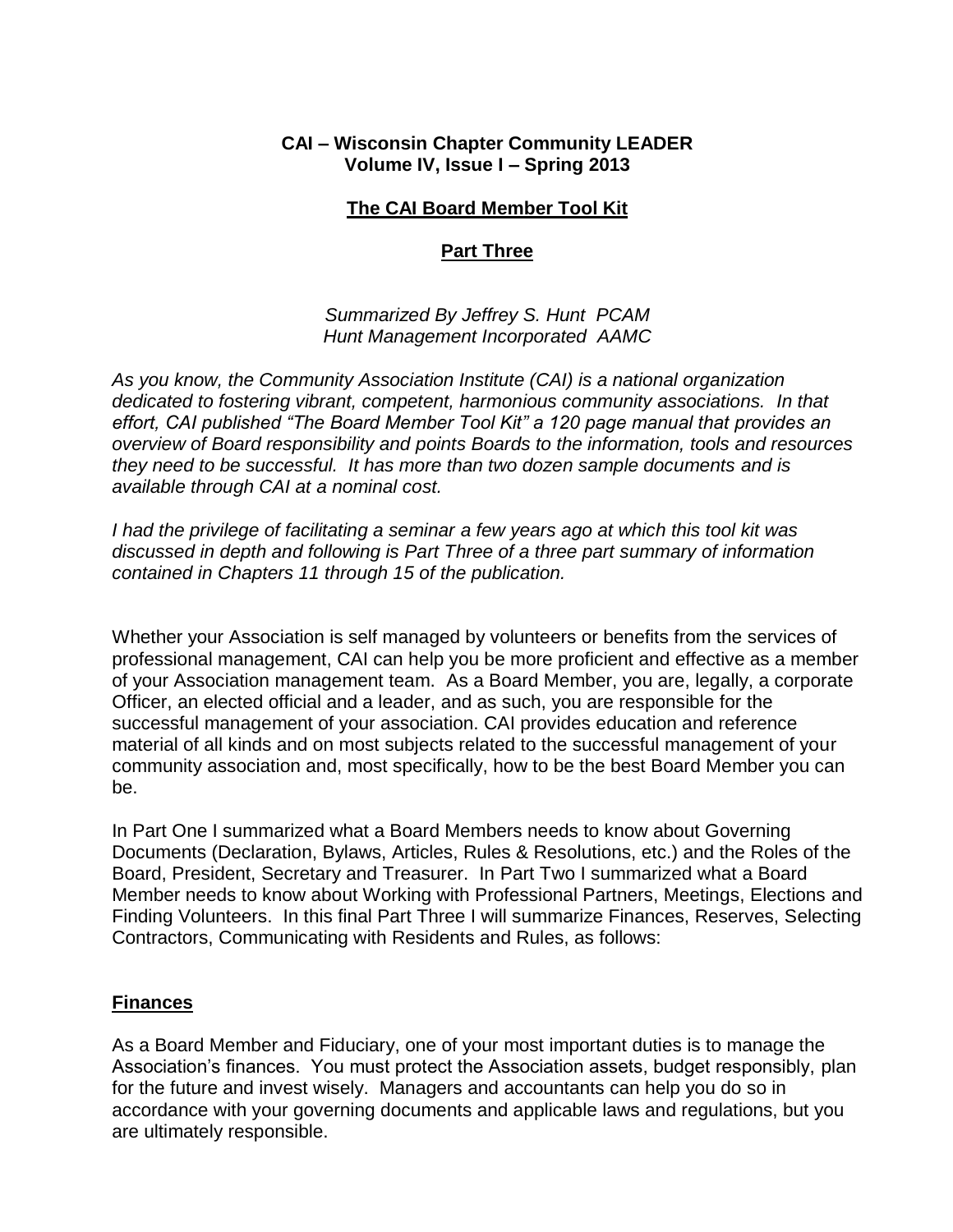**CAI – Wisconsin Chapter Community LEADER**
**Volume IV, Issue I – Spring 2013**

# The CAI Board Member Tool Kit

## Part Three

*Summarized By Jeffrey S. Hunt PCAM*
*Hunt Management Incorporated AAMC*

*As you know, the Community Association Institute (CAI) is a national organization dedicated to fostering vibrant, competent, harmonious community associations. In that effort, CAI published "The Board Member Tool Kit" a 120 page manual that provides an overview of Board responsibility and points Boards to the information, tools and resources they need to be successful. It has more than two dozen sample documents and is available through CAI at a nominal cost.*

*I had the privilege of facilitating a seminar a few years ago at which this tool kit was discussed in depth and following is Part Three of a three part summary of information contained in Chapters 11 through 15 of the publication.*

Whether your Association is self managed by volunteers or benefits from the services of professional management, CAI can help you be more proficient and effective as a member of your Association management team. As a Board Member, you are, legally, a corporate Officer, an elected official and a leader, and as such, you are responsible for the successful management of your association. CAI provides education and reference material of all kinds and on most subjects related to the successful management of your community association and, most specifically, how to be the best Board Member you can be.

In Part One I summarized what a Board Members needs to know about Governing Documents (Declaration, Bylaws, Articles, Rules & Resolutions, etc.) and the Roles of the Board, President, Secretary and Treasurer. In Part Two I summarized what a Board Member needs to know about Working with Professional Partners, Meetings, Elections and Finding Volunteers. In this final Part Three I will summarize Finances, Reserves, Selecting Contractors, Communicating with Residents and Rules, as follows:

### Finances

As a Board Member and Fiduciary, one of your most important duties is to manage the Association's finances. You must protect the Association assets, budget responsibly, plan for the future and invest wisely. Managers and accountants can help you do so in accordance with your governing documents and applicable laws and regulations, but you are ultimately responsible.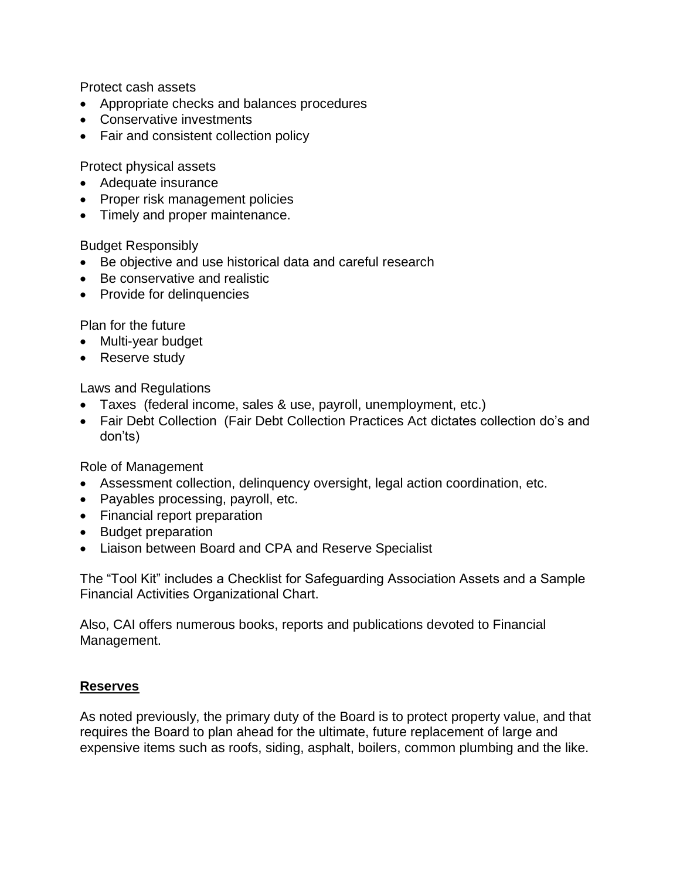Protect cash assets

- Appropriate checks and balances procedures
- Conservative investments
- Fair and consistent collection policy

Protect physical assets

- Adequate insurance
- Proper risk management policies
- Timely and proper maintenance.

Budget Responsibly

- Be objective and use historical data and careful research
- Be conservative and realistic
- Provide for delinquencies

Plan for the future

- Multi-year budget
- Reserve study

Laws and Regulations

- Taxes (federal income, sales & use, payroll, unemployment, etc.)
- Fair Debt Collection (Fair Debt Collection Practices Act dictates collection do's and don'ts)

Role of Management

- Assessment collection, delinquency oversight, legal action coordination, etc.
- Payables processing, payroll, etc.
- Financial report preparation
- Budget preparation
- Liaison between Board and CPA and Reserve Specialist

The "Tool Kit" includes a Checklist for Safeguarding Association Assets and a Sample Financial Activities Organizational Chart.

Also, CAI offers numerous books, reports and publications devoted to Financial Management.

## <u>**Reserves**</u>

As noted previously, the primary duty of the Board is to protect property value, and that requires the Board to plan ahead for the ultimate, future replacement of large and expensive items such as roofs, siding, asphalt, boilers, common plumbing and the like.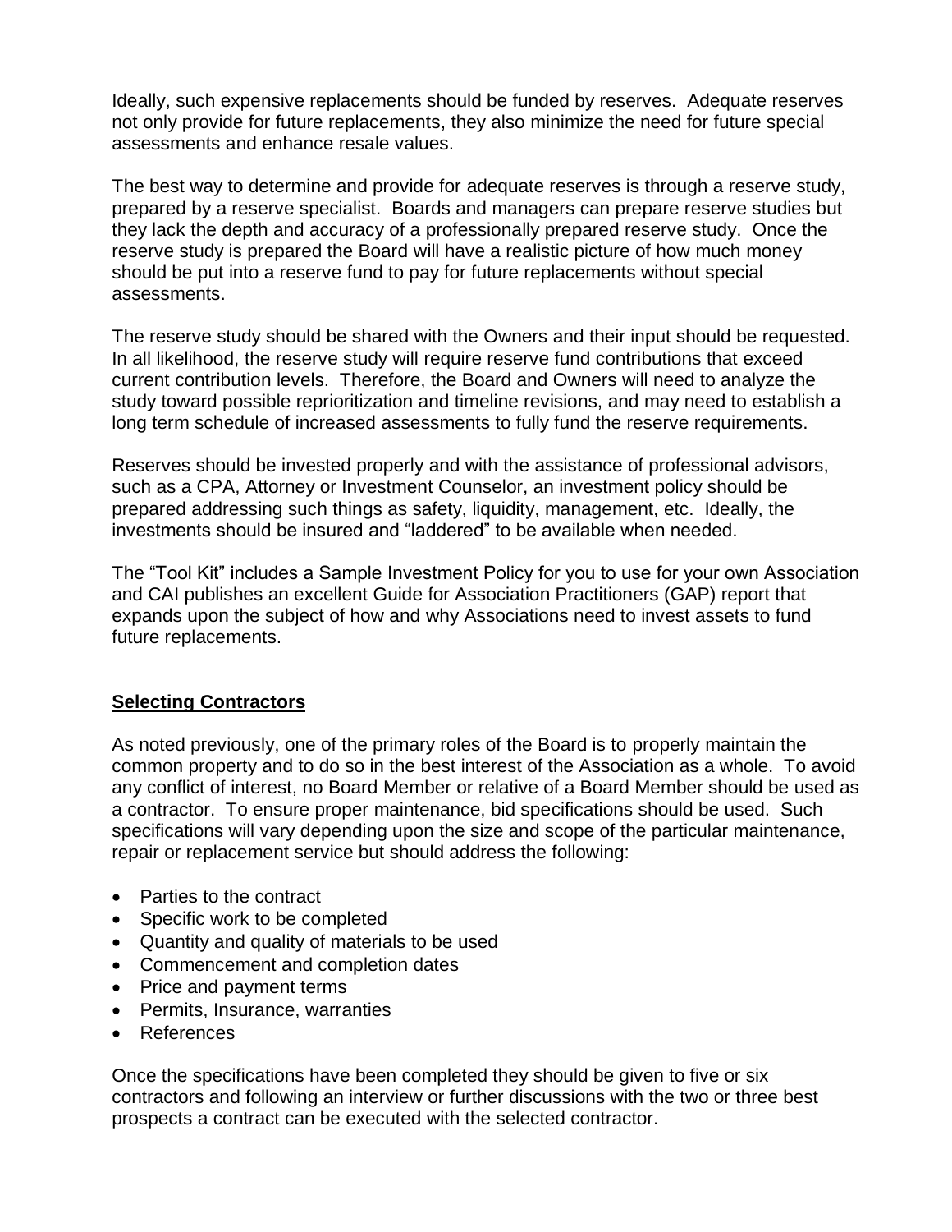Ideally, such expensive replacements should be funded by reserves. Adequate reserves not only provide for future replacements, they also minimize the need for future special assessments and enhance resale values.

The best way to determine and provide for adequate reserves is through a reserve study, prepared by a reserve specialist. Boards and managers can prepare reserve studies but they lack the depth and accuracy of a professionally prepared reserve study. Once the reserve study is prepared the Board will have a realistic picture of how much money should be put into a reserve fund to pay for future replacements without special assessments.

The reserve study should be shared with the Owners and their input should be requested. In all likelihood, the reserve study will require reserve fund contributions that exceed current contribution levels. Therefore, the Board and Owners will need to analyze the study toward possible reprioritization and timeline revisions, and may need to establish a long term schedule of increased assessments to fully fund the reserve requirements.

Reserves should be invested properly and with the assistance of professional advisors, such as a CPA, Attorney or Investment Counselor, an investment policy should be prepared addressing such things as safety, liquidity, management, etc. Ideally, the investments should be insured and "laddered" to be available when needed.

The "Tool Kit" includes a Sample Investment Policy for you to use for your own Association and CAI publishes an excellent Guide for Association Practitioners (GAP) report that expands upon the subject of how and why Associations need to invest assets to fund future replacements.

## Selecting Contractors

As noted previously, one of the primary roles of the Board is to properly maintain the common property and to do so in the best interest of the Association as a whole. To avoid any conflict of interest, no Board Member or relative of a Board Member should be used as a contractor. To ensure proper maintenance, bid specifications should be used. Such specifications will vary depending upon the size and scope of the particular maintenance, repair or replacement service but should address the following:

- Parties to the contract
- Specific work to be completed
- Quantity and quality of materials to be used
- Commencement and completion dates
- Price and payment terms
- Permits, Insurance, warranties
- References

Once the specifications have been completed they should be given to five or six contractors and following an interview or further discussions with the two or three best prospects a contract can be executed with the selected contractor.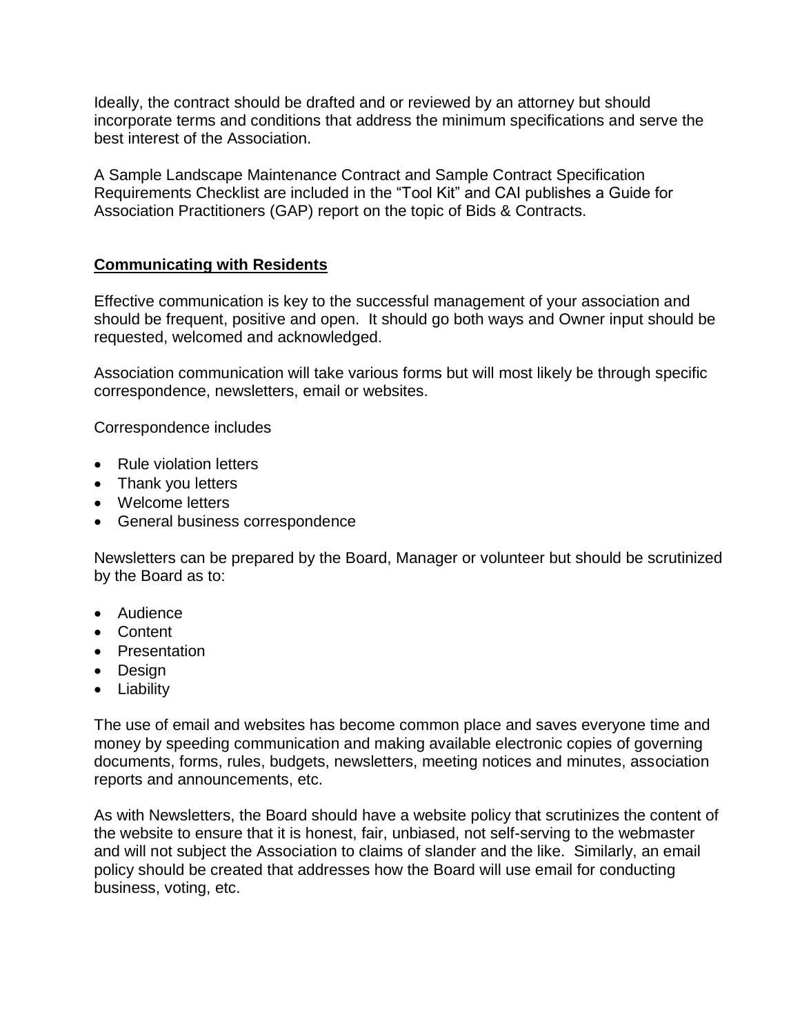Ideally, the contract should be drafted and or reviewed by an attorney but should incorporate terms and conditions that address the minimum specifications and serve the best interest of the Association.

A Sample Landscape Maintenance Contract and Sample Contract Specification Requirements Checklist are included in the "Tool Kit" and CAI publishes a Guide for Association Practitioners (GAP) report on the topic of Bids & Contracts.

## Communicating with Residents

Effective communication is key to the successful management of your association and should be frequent, positive and open. It should go both ways and Owner input should be requested, welcomed and acknowledged.

Association communication will take various forms but will most likely be through specific correspondence, newsletters, email or websites.

Correspondence includes

- Rule violation letters
- Thank you letters
- Welcome letters
- General business correspondence

Newsletters can be prepared by the Board, Manager or volunteer but should be scrutinized by the Board as to:

- Audience
- Content
- Presentation
- Design
- Liability

The use of email and websites has become common place and saves everyone time and money by speeding communication and making available electronic copies of governing documents, forms, rules, budgets, newsletters, meeting notices and minutes, association reports and announcements, etc.

As with Newsletters, the Board should have a website policy that scrutinizes the content of the website to ensure that it is honest, fair, unbiased, not self-serving to the webmaster and will not subject the Association to claims of slander and the like. Similarly, an email policy should be created that addresses how the Board will use email for conducting business, voting, etc.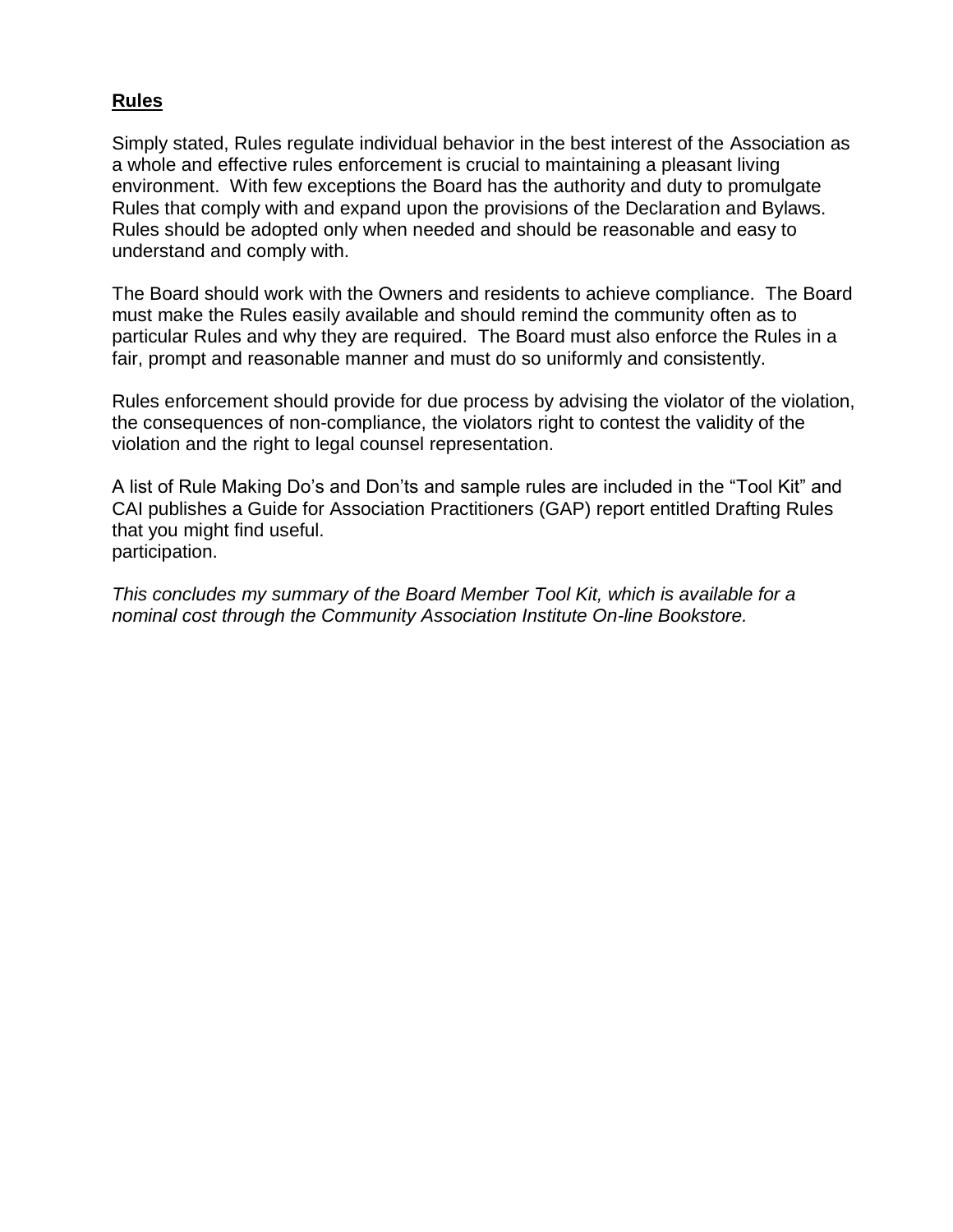## **Rules**

Simply stated, Rules regulate individual behavior in the best interest of the Association as a whole and effective rules enforcement is crucial to maintaining a pleasant living environment. With few exceptions the Board has the authority and duty to promulgate Rules that comply with and expand upon the provisions of the Declaration and Bylaws. Rules should be adopted only when needed and should be reasonable and easy to understand and comply with.

The Board should work with the Owners and residents to achieve compliance. The Board must make the Rules easily available and should remind the community often as to particular Rules and why they are required. The Board must also enforce the Rules in a fair, prompt and reasonable manner and must do so uniformly and consistently.

Rules enforcement should provide for due process by advising the violator of the violation, the consequences of non-compliance, the violators right to contest the validity of the violation and the right to legal counsel representation.

A list of Rule Making Do's and Don'ts and sample rules are included in the "Tool Kit" and CAI publishes a Guide for Association Practitioners (GAP) report entitled Drafting Rules that you might find useful.
participation.

*This concludes my summary of the Board Member Tool Kit, which is available for a nominal cost through the Community Association Institute On-line Bookstore.*